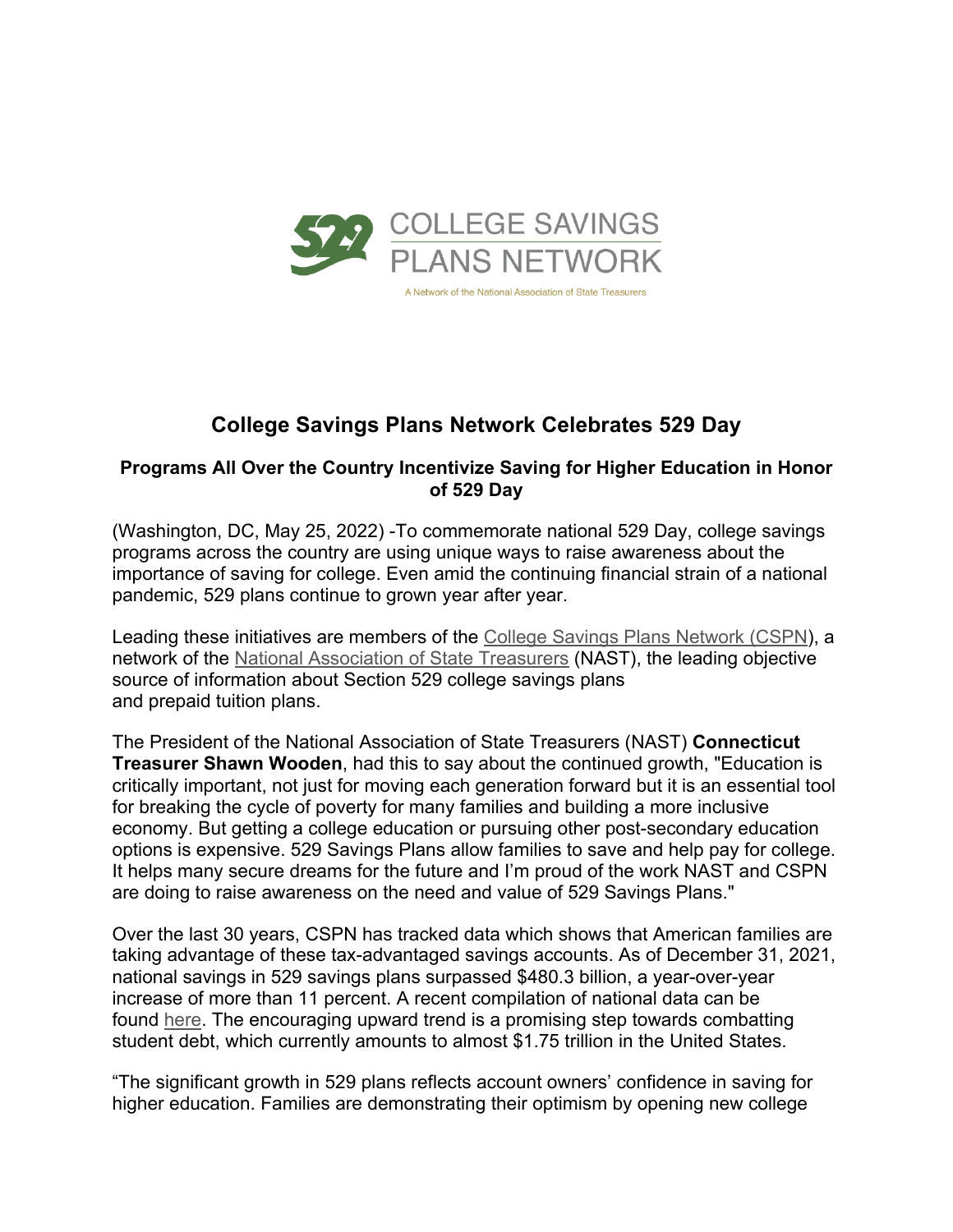COLLEGE SAVINGS PLANS NETWORK

A Network of the National Association of State Treasurers

# College Savings Plans Network Celebrates 529 Day

## Programs All Over the Country Incentivize Saving for Higher Education in Honor of 529 Day

(Washington, DC, May 25, 2022) -To commemorate national 529 Day, college savings programs across the country are using unique ways to raise awareness about the importance of saving for college. Even amid the continuing financial strain of a national pandemic, 529 plans continue to grown year after year.

Leading these initiatives are members of the College Savings Plans Network (CSPN), a network of the National Association of State Treasurers (NAST), the leading objective source of information about Section 529 college savings plans and prepaid tuition plans.

The President of the National Association of State Treasurers (NAST) **Connecticut Treasurer Shawn Wooden**, had this to say about the continued growth, "Education is critically important, not just for moving each generation forward but it is an essential tool for breaking the cycle of poverty for many families and building a more inclusive economy. But getting a college education or pursuing other post-secondary education options is expensive. 529 Savings Plans allow families to save and help pay for college. It helps many secure dreams for the future and I'm proud of the work NAST and CSPN are doing to raise awareness on the need and value of 529 Savings Plans."

Over the last 30 years, CSPN has tracked data which shows that American families are taking advantage of these tax-advantaged savings accounts. As of December 31, 2021, national savings in 529 savings plans surpassed $480.3 billion, a year-over-year increase of more than 11 percent. A recent compilation of national data can be found here. The encouraging upward trend is a promising step towards combatting student debt, which currently amounts to almost $1.75 trillion in the United States.

"The significant growth in 529 plans reflects account owners' confidence in saving for higher education. Families are demonstrating their optimism by opening new college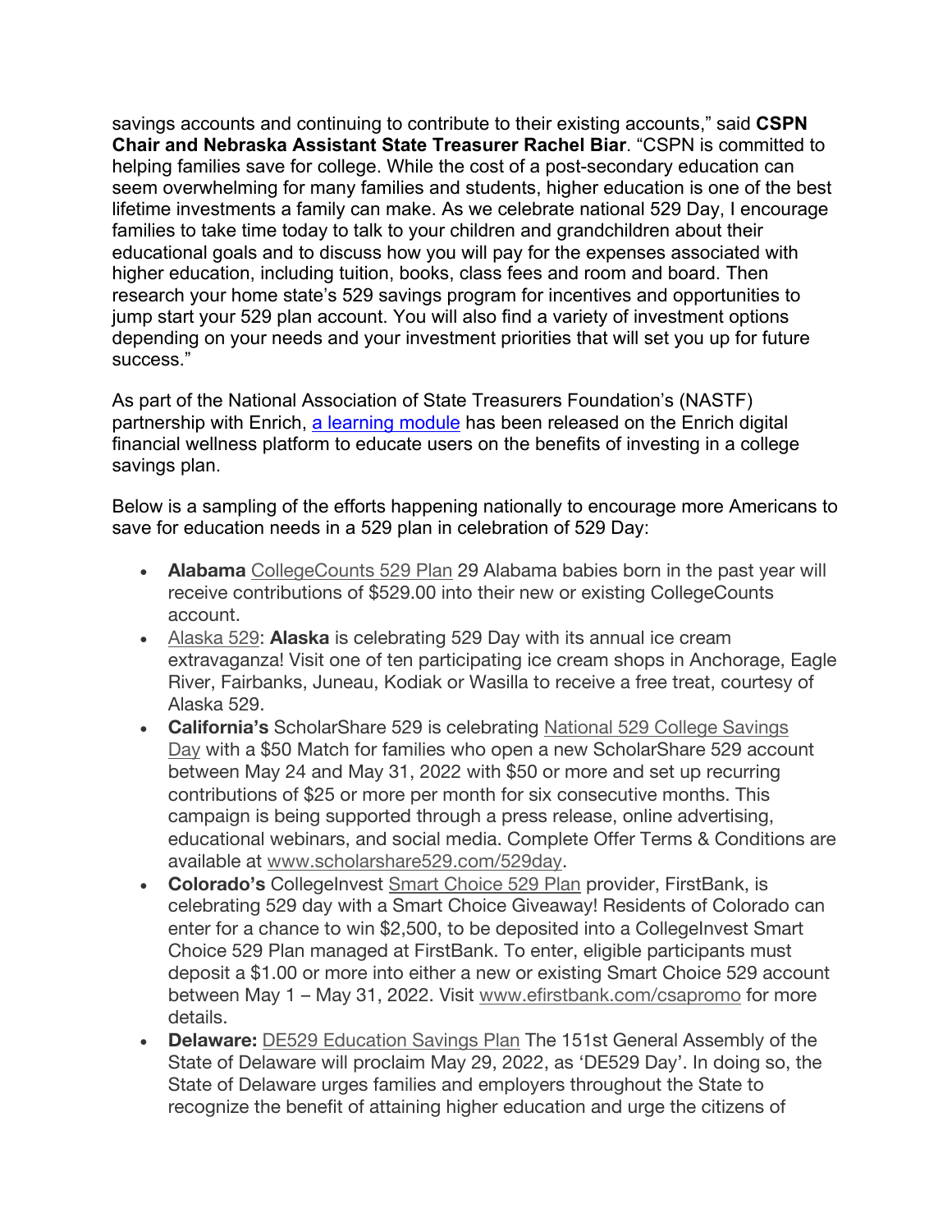savings accounts and continuing to contribute to their existing accounts," said **CSPN Chair and Nebraska Assistant State Treasurer Rachel Biar**. "CSPN is committed to helping families save for college. While the cost of a post-secondary education can seem overwhelming for many families and students, higher education is one of the best lifetime investments a family can make. As we celebrate national 529 Day, I encourage families to take time today to talk to your children and grandchildren about their educational goals and to discuss how you will pay for the expenses associated with higher education, including tuition, books, class fees and room and board. Then research your home state's 529 savings program for incentives and opportunities to jump start your 529 plan account. You will also find a variety of investment options depending on your needs and your investment priorities that will set you up for future success."

As part of the National Association of State Treasurers Foundation's (NASTF) partnership with Enrich, a learning module has been released on the Enrich digital financial wellness platform to educate users on the benefits of investing in a college savings plan.

Below is a sampling of the efforts happening nationally to encourage more Americans to save for education needs in a 529 plan in celebration of 529 Day:

- **Alabama** CollegeCounts 529 Plan 29 Alabama babies born in the past year will receive contributions of $529.00 into their new or existing CollegeCounts account.
- Alaska 529: **Alaska** is celebrating 529 Day with its annual ice cream extravaganza! Visit one of ten participating ice cream shops in Anchorage, Eagle River, Fairbanks, Juneau, Kodiak or Wasilla to receive a free treat, courtesy of Alaska 529.
- **California's** ScholarShare 529 is celebrating National 529 College Savings Day with a $50 Match for families who open a new ScholarShare 529 account between May 24 and May 31, 2022 with $50 or more and set up recurring contributions of $25 or more per month for six consecutive months. This campaign is being supported through a press release, online advertising, educational webinars, and social media. Complete Offer Terms & Conditions are available at www.scholarshare529.com/529day.
- **Colorado's** CollegeInvest Smart Choice 529 Plan provider, FirstBank, is celebrating 529 day with a Smart Choice Giveaway! Residents of Colorado can enter for a chance to win $2,500, to be deposited into a CollegeInvest Smart Choice 529 Plan managed at FirstBank. To enter, eligible participants must deposit a $1.00 or more into either a new or existing Smart Choice 529 account between May 1 – May 31, 2022. Visit www.efirstbank.com/csapromo for more details.
- **Delaware:** DE529 Education Savings Plan The 151st General Assembly of the State of Delaware will proclaim May 29, 2022, as 'DE529 Day'. In doing so, the State of Delaware urges families and employers throughout the State to recognize the benefit of attaining higher education and urge the citizens of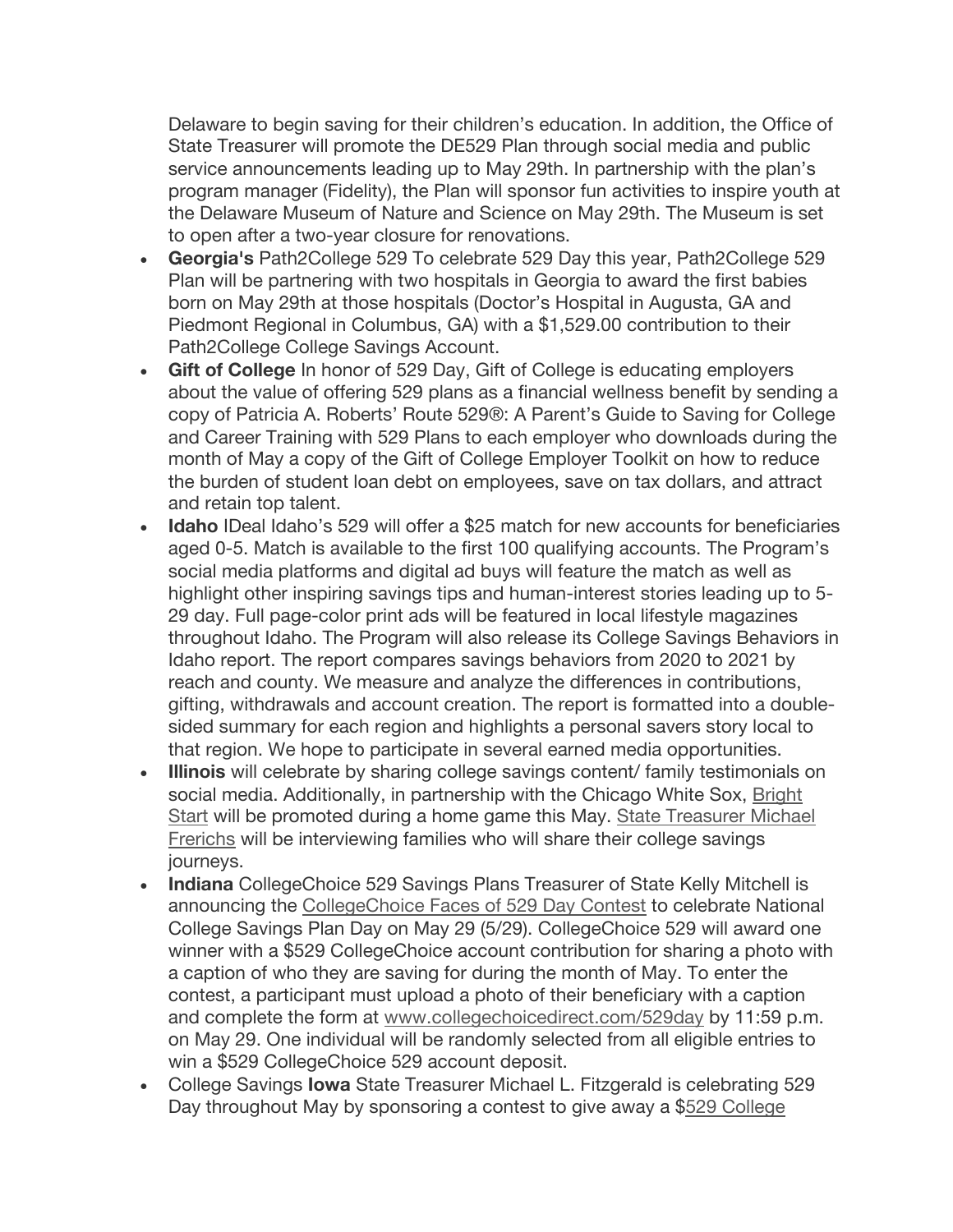Delaware to begin saving for their children's education. In addition, the Office of State Treasurer will promote the DE529 Plan through social media and public service announcements leading up to May 29th. In partnership with the plan's program manager (Fidelity), the Plan will sponsor fun activities to inspire youth at the Delaware Museum of Nature and Science on May 29th. The Museum is set to open after a two-year closure for renovations.

- **Georgia's** Path2College 529 To celebrate 529 Day this year, Path2College 529 Plan will be partnering with two hospitals in Georgia to award the first babies born on May 29th at those hospitals (Doctor's Hospital in Augusta, GA and Piedmont Regional in Columbus, GA) with a $1,529.00 contribution to their Path2College College Savings Account.
- **Gift of College** In honor of 529 Day, Gift of College is educating employers about the value of offering 529 plans as a financial wellness benefit by sending a copy of Patricia A. Roberts' Route 529®: A Parent's Guide to Saving for College and Career Training with 529 Plans to each employer who downloads during the month of May a copy of the Gift of College Employer Toolkit on how to reduce the burden of student loan debt on employees, save on tax dollars, and attract and retain top talent.
- **Idaho** IDeal Idaho's 529 will offer a $25 match for new accounts for beneficiaries aged 0-5. Match is available to the first 100 qualifying accounts. The Program's social media platforms and digital ad buys will feature the match as well as highlight other inspiring savings tips and human-interest stories leading up to 5-29 day. Full page-color print ads will be featured in local lifestyle magazines throughout Idaho. The Program will also release its College Savings Behaviors in Idaho report. The report compares savings behaviors from 2020 to 2021 by reach and county. We measure and analyze the differences in contributions, gifting, withdrawals and account creation. The report is formatted into a double-sided summary for each region and highlights a personal savers story local to that region. We hope to participate in several earned media opportunities.
- **Illinois** will celebrate by sharing college savings content/ family testimonials on social media. Additionally, in partnership with the Chicago White Sox, Bright Start will be promoted during a home game this May. State Treasurer Michael Frerichs will be interviewing families who will share their college savings journeys.
- **Indiana** CollegeChoice 529 Savings Plans Treasurer of State Kelly Mitchell is announcing the CollegeChoice Faces of 529 Day Contest to celebrate National College Savings Plan Day on May 29 (5/29). CollegeChoice 529 will award one winner with a $529 CollegeChoice account contribution for sharing a photo with a caption of who they are saving for during the month of May. To enter the contest, a participant must upload a photo of their beneficiary with a caption and complete the form at www.collegechoicedirect.com/529day by 11:59 p.m. on May 29. One individual will be randomly selected from all eligible entries to win a $529 CollegeChoice 529 account deposit.
- College Savings **Iowa** State Treasurer Michael L. Fitzgerald is celebrating 529 Day throughout May by sponsoring a contest to give away a $529 College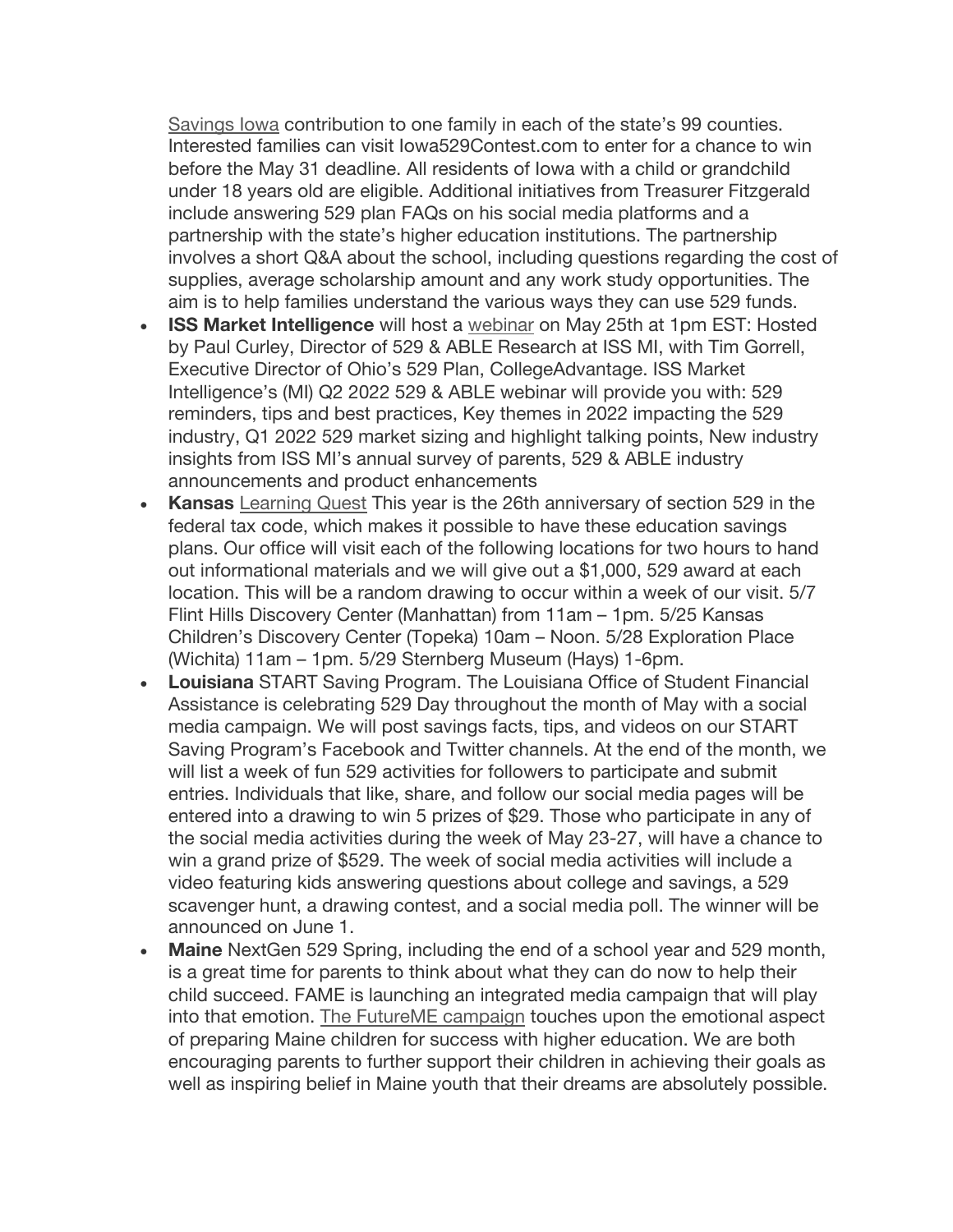Savings Iowa contribution to one family in each of the state's 99 counties. Interested families can visit Iowa529Contest.com to enter for a chance to win before the May 31 deadline. All residents of Iowa with a child or grandchild under 18 years old are eligible. Additional initiatives from Treasurer Fitzgerald include answering 529 plan FAQs on his social media platforms and a partnership with the state's higher education institutions. The partnership involves a short Q&A about the school, including questions regarding the cost of supplies, average scholarship amount and any work study opportunities. The aim is to help families understand the various ways they can use 529 funds.

- **ISS Market Intelligence** will host a webinar on May 25th at 1pm EST: Hosted by Paul Curley, Director of 529 & ABLE Research at ISS MI, with Tim Gorrell, Executive Director of Ohio's 529 Plan, CollegeAdvantage. ISS Market Intelligence's (MI) Q2 2022 529 & ABLE webinar will provide you with: 529 reminders, tips and best practices, Key themes in 2022 impacting the 529 industry, Q1 2022 529 market sizing and highlight talking points, New industry insights from ISS MI's annual survey of parents, 529 & ABLE industry announcements and product enhancements
- **Kansas** Learning Quest This year is the 26th anniversary of section 529 in the federal tax code, which makes it possible to have these education savings plans. Our office will visit each of the following locations for two hours to hand out informational materials and we will give out a $1,000, 529 award at each location. This will be a random drawing to occur within a week of our visit. 5/7 Flint Hills Discovery Center (Manhattan) from 11am – 1pm. 5/25 Kansas Children's Discovery Center (Topeka) 10am – Noon. 5/28 Exploration Place (Wichita) 11am – 1pm. 5/29 Sternberg Museum (Hays) 1-6pm.
- **Louisiana** START Saving Program. The Louisiana Office of Student Financial Assistance is celebrating 529 Day throughout the month of May with a social media campaign. We will post savings facts, tips, and videos on our START Saving Program's Facebook and Twitter channels. At the end of the month, we will list a week of fun 529 activities for followers to participate and submit entries. Individuals that like, share, and follow our social media pages will be entered into a drawing to win 5 prizes of $29. Those who participate in any of the social media activities during the week of May 23-27, will have a chance to win a grand prize of $529. The week of social media activities will include a video featuring kids answering questions about college and savings, a 529 scavenger hunt, a drawing contest, and a social media poll. The winner will be announced on June 1.
- **Maine** NextGen 529 Spring, including the end of a school year and 529 month, is a great time for parents to think about what they can do now to help their child succeed. FAME is launching an integrated media campaign that will play into that emotion. The FutureME campaign touches upon the emotional aspect of preparing Maine children for success with higher education. We are both encouraging parents to further support their children in achieving their goals as well as inspiring belief in Maine youth that their dreams are absolutely possible.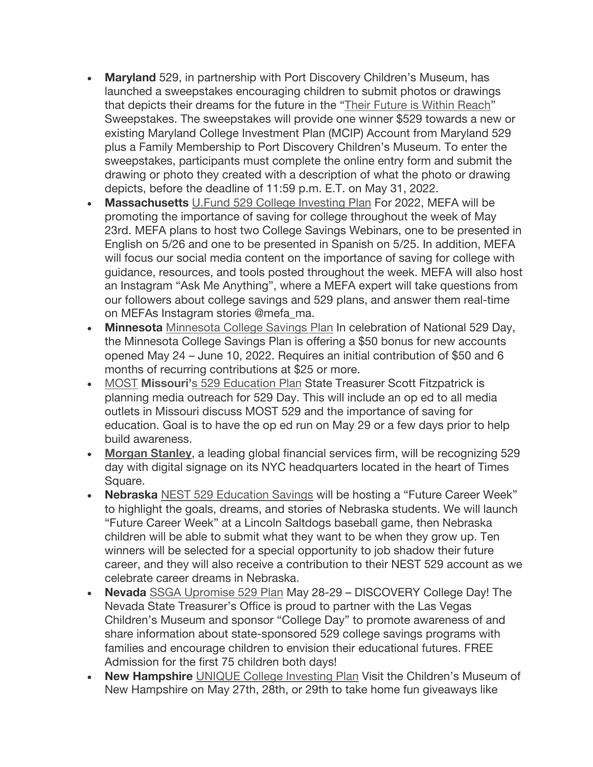- **Maryland** 529, in partnership with Port Discovery Children's Museum, has launched a sweepstakes encouraging children to submit photos or drawings that depicts their dreams for the future in the "Their Future is Within Reach" Sweepstakes. The sweepstakes will provide one winner $529 towards a new or existing Maryland College Investment Plan (MCIP) Account from Maryland 529 plus a Family Membership to Port Discovery Children's Museum. To enter the sweepstakes, participants must complete the online entry form and submit the drawing or photo they created with a description of what the photo or drawing depicts, before the deadline of 11:59 p.m. E.T. on May 31, 2022.
- **Massachusetts** U.Fund 529 College Investing Plan For 2022, MEFA will be promoting the importance of saving for college throughout the week of May 23rd. MEFA plans to host two College Savings Webinars, one to be presented in English on 5/26 and one to be presented in Spanish on 5/25. In addition, MEFA will focus our social media content on the importance of saving for college with guidance, resources, and tools posted throughout the week. MEFA will also host an Instagram "Ask Me Anything", where a MEFA expert will take questions from our followers about college savings and 529 plans, and answer them real-time on MEFAs Instagram stories @mefa_ma.
- **Minnesota** Minnesota College Savings Plan In celebration of National 529 Day, the Minnesota College Savings Plan is offering a $50 bonus for new accounts opened May 24 – June 10, 2022. Requires an initial contribution of $50 and 6 months of recurring contributions at $25 or more.
- MOST **Missouri'**s 529 Education Plan State Treasurer Scott Fitzpatrick is planning media outreach for 529 Day. This will include an op ed to all media outlets in Missouri discuss MOST 529 and the importance of saving for education. Goal is to have the op ed run on May 29 or a few days prior to help build awareness.
- **Morgan Stanley**, a leading global financial services firm, will be recognizing 529 day with digital signage on its NYC headquarters located in the heart of Times Square.
- **Nebraska** NEST 529 Education Savings will be hosting a "Future Career Week" to highlight the goals, dreams, and stories of Nebraska students. We will launch "Future Career Week" at a Lincoln Saltdogs baseball game, then Nebraska children will be able to submit what they want to be when they grow up. Ten winners will be selected for a special opportunity to job shadow their future career, and they will also receive a contribution to their NEST 529 account as we celebrate career dreams in Nebraska.
- **Nevada** SSGA Upromise 529 Plan May 28-29 – DISCOVERY College Day! The Nevada State Treasurer's Office is proud to partner with the Las Vegas Children's Museum and sponsor "College Day" to promote awareness of and share information about state-sponsored 529 college savings programs with families and encourage children to envision their educational futures. FREE Admission for the first 75 children both days!
- **New Hampshire** UNIQUE College Investing Plan Visit the Children's Museum of New Hampshire on May 27th, 28th, or 29th to take home fun giveaways like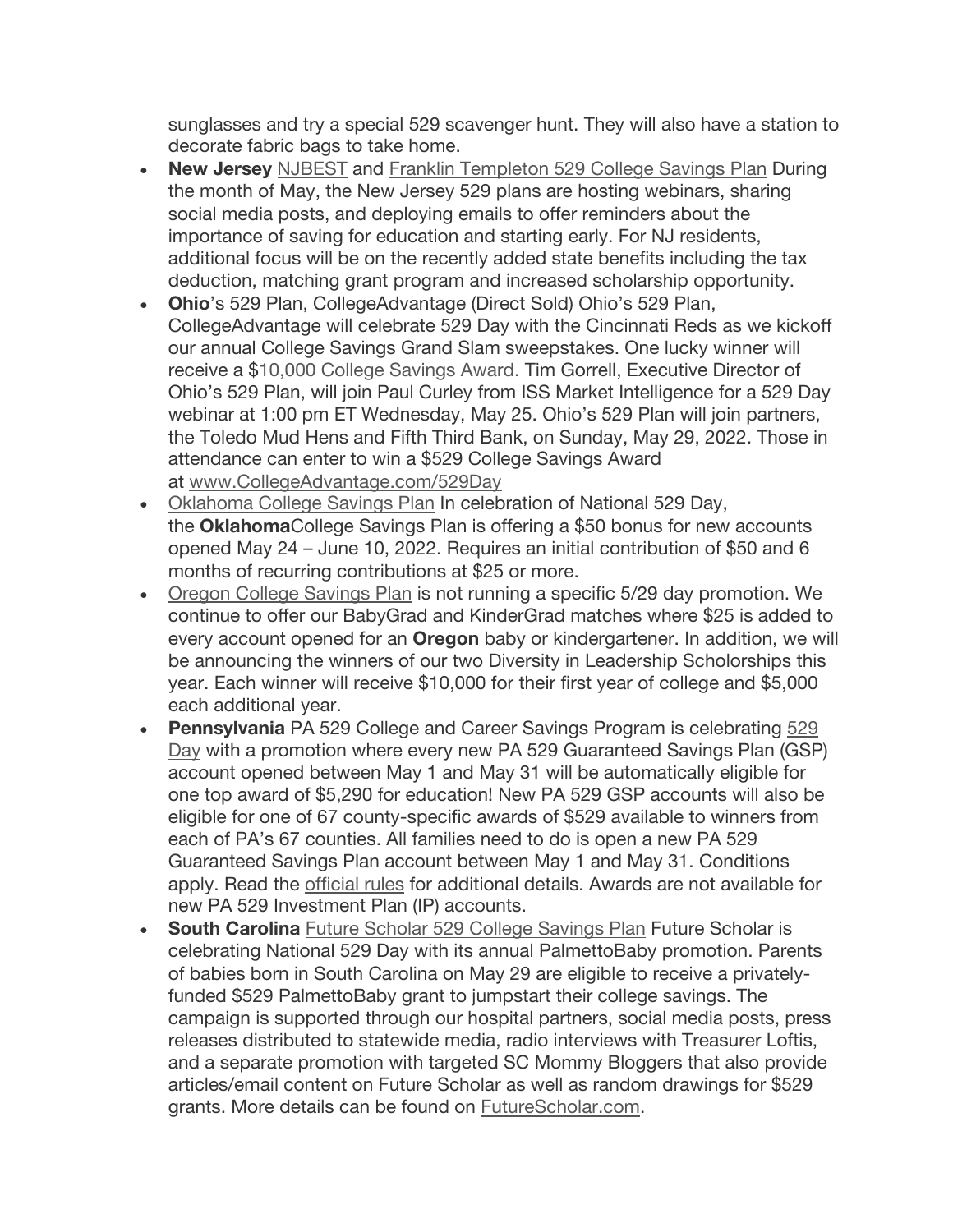sunglasses and try a special 529 scavenger hunt. They will also have a station to decorate fabric bags to take home.

- **New Jersey** NJBEST and Franklin Templeton 529 College Savings Plan During the month of May, the New Jersey 529 plans are hosting webinars, sharing social media posts, and deploying emails to offer reminders about the importance of saving for education and starting early. For NJ residents, additional focus will be on the recently added state benefits including the tax deduction, matching grant program and increased scholarship opportunity.
- **Ohio**'s 529 Plan, CollegeAdvantage (Direct Sold) Ohio's 529 Plan, CollegeAdvantage will celebrate 529 Day with the Cincinnati Reds as we kickoff our annual College Savings Grand Slam sweepstakes. One lucky winner will receive a $10,000 College Savings Award. Tim Gorrell, Executive Director of Ohio's 529 Plan, will join Paul Curley from ISS Market Intelligence for a 529 Day webinar at 1:00 pm ET Wednesday, May 25. Ohio's 529 Plan will join partners, the Toledo Mud Hens and Fifth Third Bank, on Sunday, May 29, 2022. Those in attendance can enter to win a $529 College Savings Award at www.CollegeAdvantage.com/529Day
- Oklahoma College Savings Plan In celebration of National 529 Day, the **Oklahoma**College Savings Plan is offering a $50 bonus for new accounts opened May 24 – June 10, 2022. Requires an initial contribution of $50 and 6 months of recurring contributions at $25 or more.
- Oregon College Savings Plan is not running a specific 5/29 day promotion. We continue to offer our BabyGrad and KinderGrad matches where $25 is added to every account opened for an **Oregon** baby or kindergartener. In addition, we will be announcing the winners of our two Diversity in Leadership Scholorships this year. Each winner will receive $10,000 for their first year of college and $5,000 each additional year.
- **Pennsylvania** PA 529 College and Career Savings Program is celebrating 529 Day with a promotion where every new PA 529 Guaranteed Savings Plan (GSP) account opened between May 1 and May 31 will be automatically eligible for one top award of $5,290 for education! New PA 529 GSP accounts will also be eligible for one of 67 county-specific awards of $529 available to winners from each of PA's 67 counties. All families need to do is open a new PA 529 Guaranteed Savings Plan account between May 1 and May 31. Conditions apply. Read the official rules for additional details. Awards are not available for new PA 529 Investment Plan (IP) accounts.
- **South Carolina** Future Scholar 529 College Savings Plan Future Scholar is celebrating National 529 Day with its annual PalmettoBaby promotion. Parents of babies born in South Carolina on May 29 are eligible to receive a privately-funded $529 PalmettoBaby grant to jumpstart their college savings. The campaign is supported through our hospital partners, social media posts, press releases distributed to statewide media, radio interviews with Treasurer Loftis, and a separate promotion with targeted SC Mommy Bloggers that also provide articles/email content on Future Scholar as well as random drawings for $529 grants. More details can be found on FutureScholar.com.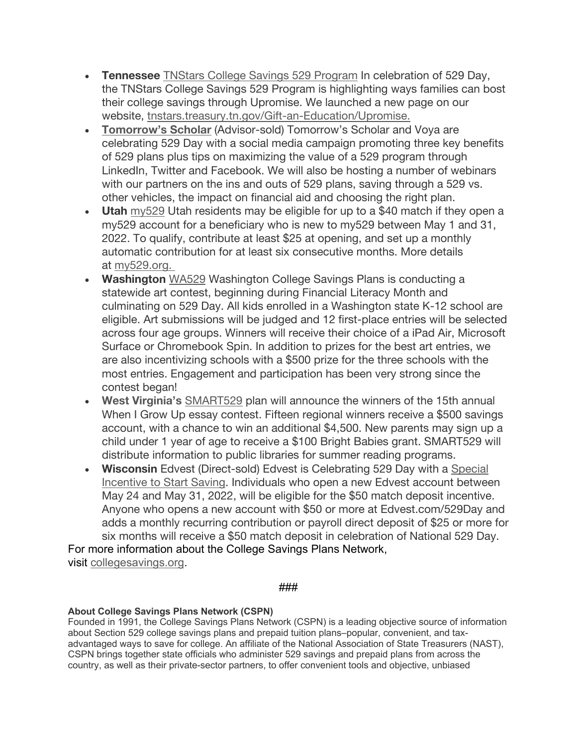- **Tennessee** TNStars College Savings 529 Program In celebration of 529 Day, the TNStars College Savings 529 Program is highlighting ways families can bost their college savings through Upromise. We launched a new page on our website, tnstars.treasury.tn.gov/Gift-an-Education/Upromise.
- **Tomorrow's Scholar** (Advisor-sold) Tomorrow's Scholar and Voya are celebrating 529 Day with a social media campaign promoting three key benefits of 529 plans plus tips on maximizing the value of a 529 program through LinkedIn, Twitter and Facebook. We will also be hosting a number of webinars with our partners on the ins and outs of 529 plans, saving through a 529 vs. other vehicles, the impact on financial aid and choosing the right plan.
- **Utah** my529 Utah residents may be eligible for up to a $40 match if they open a my529 account for a beneficiary who is new to my529 between May 1 and 31, 2022. To qualify, contribute at least $25 at opening, and set up a monthly automatic contribution for at least six consecutive months. More details at my529.org.
- **Washington** WA529 Washington College Savings Plans is conducting a statewide art contest, beginning during Financial Literacy Month and culminating on 529 Day. All kids enrolled in a Washington state K-12 school are eligible. Art submissions will be judged and 12 first-place entries will be selected across four age groups. Winners will receive their choice of a iPad Air, Microsoft Surface or Chromebook Spin. In addition to prizes for the best art entries, we are also incentivizing schools with a $500 prize for the three schools with the most entries. Engagement and participation has been very strong since the contest began!
- **West Virginia's** SMART529 plan will announce the winners of the 15th annual When I Grow Up essay contest. Fifteen regional winners receive a $500 savings account, with a chance to win an additional $4,500. New parents may sign up a child under 1 year of age to receive a $100 Bright Babies grant. SMART529 will distribute information to public libraries for summer reading programs.
- **Wisconsin** Edvest (Direct-sold) Edvest is Celebrating 529 Day with a Special Incentive to Start Saving. Individuals who open a new Edvest account between May 24 and May 31, 2022, will be eligible for the $50 match deposit incentive. Anyone who opens a new account with $50 or more at Edvest.com/529Day and adds a monthly recurring contribution or payroll direct deposit of $25 or more for six months will receive a $50 match deposit in celebration of National 529 Day.

For more information about the College Savings Plans Network, visit collegesavings.org.

###

**About College Savings Plans Network (CSPN)**

Founded in 1991, the College Savings Plans Network (CSPN) is a leading objective source of information about Section 529 college savings plans and prepaid tuition plans–popular, convenient, and tax-advantaged ways to save for college. An affiliate of the National Association of State Treasurers (NAST), CSPN brings together state officials who administer 529 savings and prepaid plans from across the country, as well as their private-sector partners, to offer convenient tools and objective, unbiased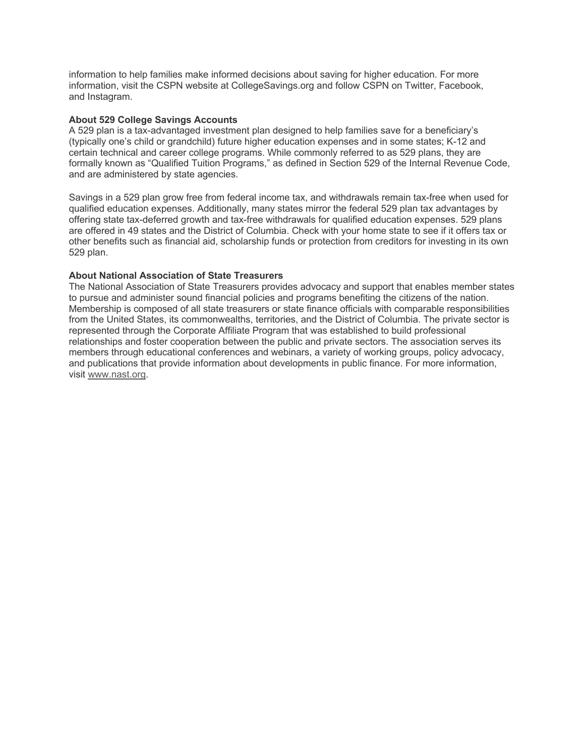information to help families make informed decisions about saving for higher education. For more information, visit the CSPN website at CollegeSavings.org and follow CSPN on Twitter, Facebook, and Instagram.

**About 529 College Savings Accounts**

A 529 plan is a tax-advantaged investment plan designed to help families save for a beneficiary's (typically one's child or grandchild) future higher education expenses and in some states; K-12 and certain technical and career college programs. While commonly referred to as 529 plans, they are formally known as "Qualified Tuition Programs," as defined in Section 529 of the Internal Revenue Code, and are administered by state agencies.

Savings in a 529 plan grow free from federal income tax, and withdrawals remain tax-free when used for qualified education expenses. Additionally, many states mirror the federal 529 plan tax advantages by offering state tax-deferred growth and tax-free withdrawals for qualified education expenses. 529 plans are offered in 49 states and the District of Columbia. Check with your home state to see if it offers tax or other benefits such as financial aid, scholarship funds or protection from creditors for investing in its own 529 plan.

**About National Association of State Treasurers**

The National Association of State Treasurers provides advocacy and support that enables member states to pursue and administer sound financial policies and programs benefiting the citizens of the nation. Membership is composed of all state treasurers or state finance officials with comparable responsibilities from the United States, its commonwealths, territories, and the District of Columbia. The private sector is represented through the Corporate Affiliate Program that was established to build professional relationships and foster cooperation between the public and private sectors. The association serves its members through educational conferences and webinars, a variety of working groups, policy advocacy, and publications that provide information about developments in public finance. For more information, visit www.nast.org.